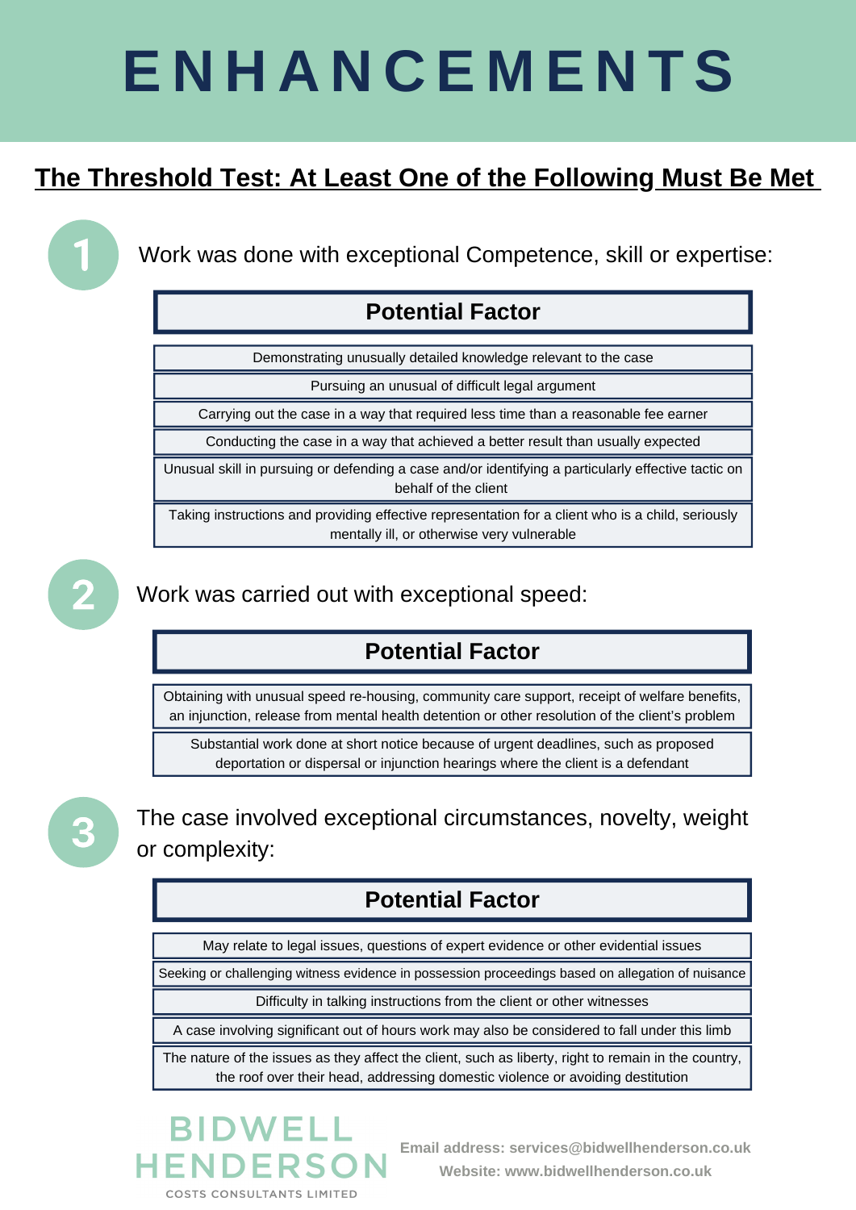# ENHANCEMENTS

## The Threshold Test: At Least One of the Following Must Be Met

### 1. Work was done with exceptional Competence, skill or expertise:

| Potential Factor |
|---|
| Demonstrating unusually detailed knowledge relevant to the case |
| Pursuing an unusual of difficult legal argument |
| Carrying out the case in a way that required less time than a reasonable fee earner |
| Conducting the case in a way that achieved a better result than usually expected |
| Unusual skill in pursuing or defending a case and/or identifying a particularly effective tactic on behalf of the client |
| Taking instructions and providing effective representation for a client who is a child, seriously mentally ill, or otherwise very vulnerable |

### 2. Work was carried out with exceptional speed:

| Potential Factor |
|---|
| Obtaining with unusual speed re-housing, community care support, receipt of welfare benefits, an injunction, release from mental health detention or other resolution of the client's problem |
| Substantial work done at short notice because of urgent deadlines, such as proposed deportation or dispersal or injunction hearings where the client is a defendant |

### 3. The case involved exceptional circumstances, novelty, weight or complexity:

| Potential Factor |
|---|
| May relate to legal issues, questions of expert evidence or other evidential issues |
| Seeking or challenging witness evidence in possession proceedings based on allegation of nuisance |
| Difficulty in talking instructions from the client or other witnesses |
| A case involving significant out of hours work may also be considered to fall under this limb |
| The nature of the issues as they affect the client, such as liberty, right to remain in the country, the roof over their head, addressing domestic violence or avoiding destitution |

BIDWELL HENDERSON
COSTS CONSULTANTS LIMITED

Email address: services@bidwellhenderson.co.uk
Website: www.bidwellhenderson.co.uk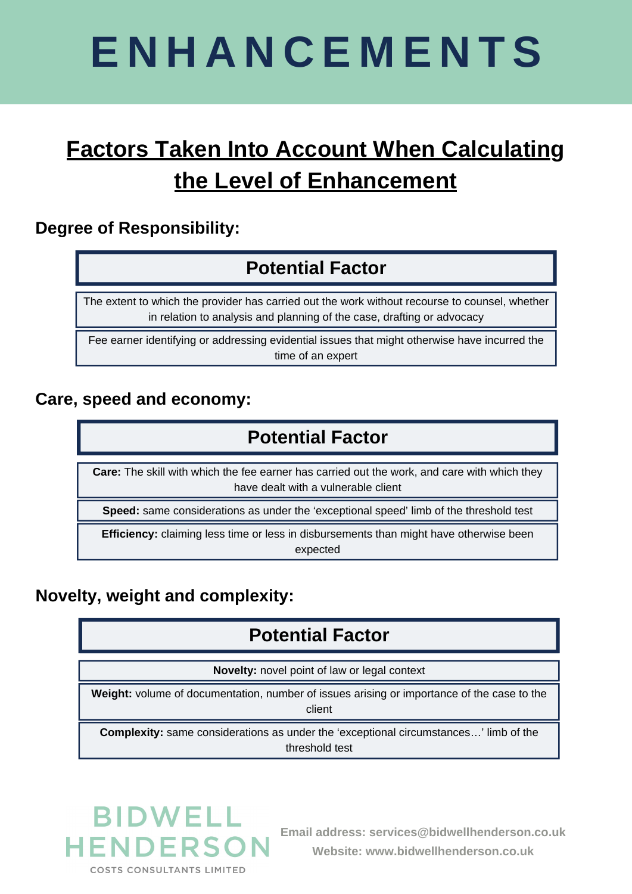# ENHANCEMENTS

## Factors Taken Into Account When Calculating the Level of Enhancement

### Degree of Responsibility:

| Potential Factor |
| --- |
| The extent to which the provider has carried out the work without recourse to counsel, whether in relation to analysis and planning of the case, drafting or advocacy |
| Fee earner identifying or addressing evidential issues that might otherwise have incurred the time of an expert |

### Care, speed and economy:

| Potential Factor |
| --- |
| **Care:** The skill with which the fee earner has carried out the work, and care with which they have dealt with a vulnerable client |
| **Speed:** same considerations as under the 'exceptional speed' limb of the threshold test |
| **Efficiency:** claiming less time or less in disbursements than might have otherwise been expected |

### Novelty, weight and complexity:

| Potential Factor |
| --- |
| **Novelty:** novel point of law or legal context |
| **Weight:** volume of documentation, number of issues arising or importance of the case to the client |
| **Complexity:** same considerations as under the 'exceptional circumstances…' limb of the threshold test |

BIDWELL HENDERSON
COSTS CONSULTANTS LIMITED

**Email address: services@bidwellhenderson.co.uk**
**Website: www.bidwellhenderson.co.uk**